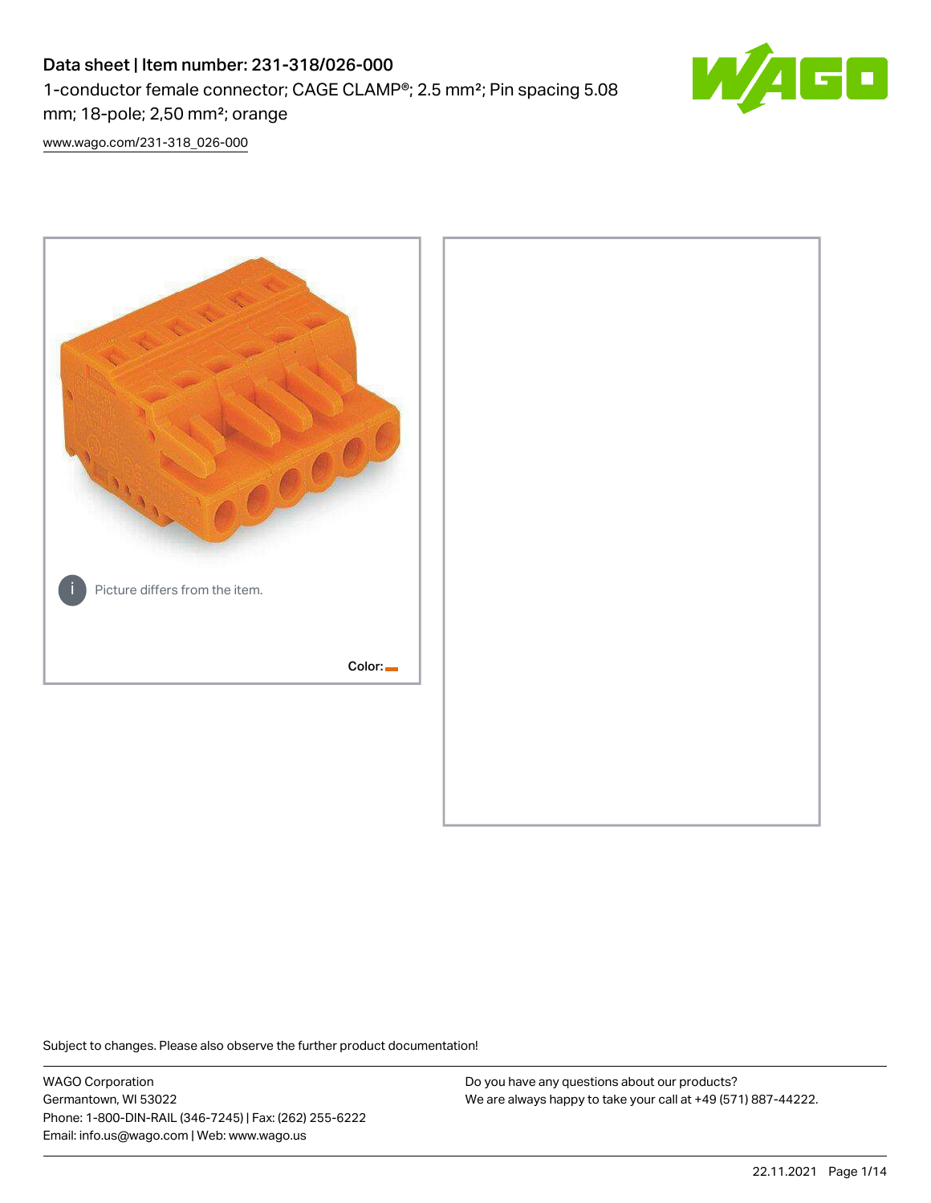# Data sheet | Item number: 231-318/026-000

1-conductor female connector; CAGE CLAMP®; 2.5 mm²; Pin spacing 5.08 mm; 18-pole; 2,50 mm²; orange

www.wago.com/231-318_026-000

Picture differs from the item.

Color:

Subject to changes. Please also observe the further product documentation!

WAGO Corporation
Germantown, WI 53022
Phone: 1-800-DIN-RAIL (346-7245) | Fax: (262) 255-6222
Email: info.us@wago.com | Web: www.wago.us

Do you have any questions about our products?
We are always happy to take your call at +49 (571) 887-44222.

22.11.2021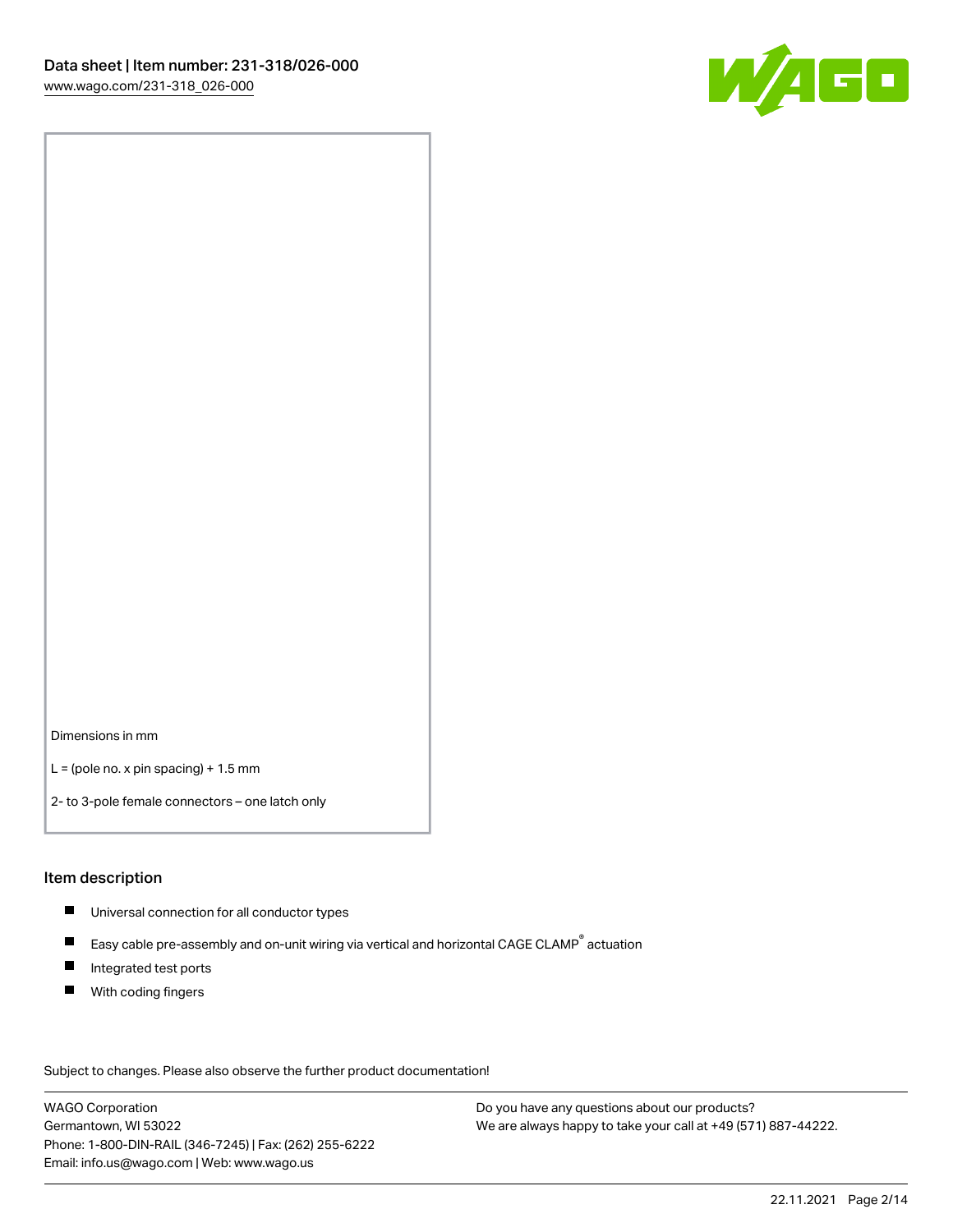Dimensions in mm

L = (pole no. x pin spacing) + 1.5 mm

2- to 3-pole female connectors – one latch only

## Item description

- Universal connection for all conductor types
- Easy cable pre-assembly and on-unit wiring via vertical and horizontal CAGE CLAMP® actuation
- Integrated test ports
- With coding fingers

Subject to changes. Please also observe the further product documentation!

WAGO Corporation
Germantown, WI 53022
Phone: 1-800-DIN-RAIL (346-7245) | Fax: (262) 255-6222
Email: info.us@wago.com | Web: www.wago.us

Do you have any questions about our products?
We are always happy to take your call at +49 (571) 887-44222.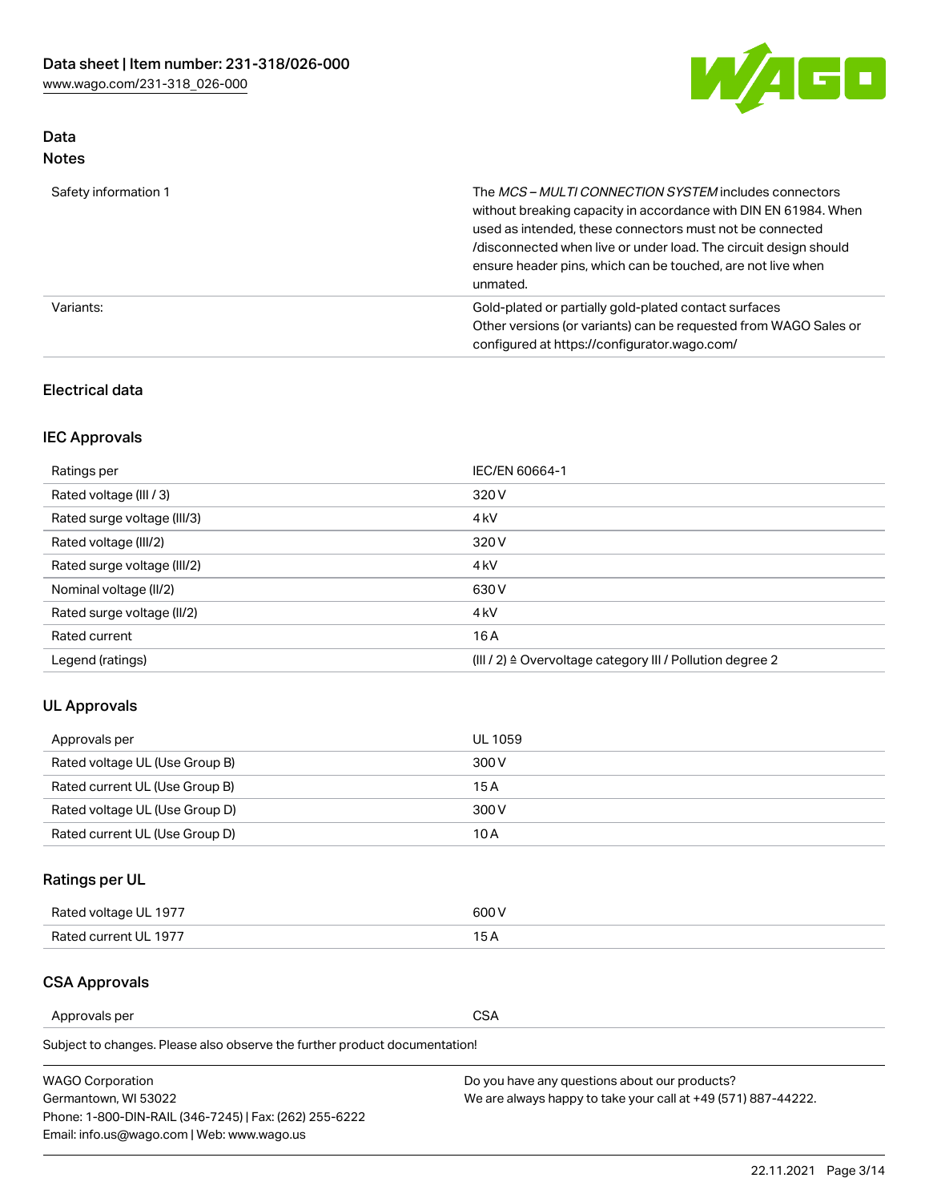## Data
### Notes

| | |
|---|---|
| Safety information 1 | The *MCS – MULTI CONNECTION SYSTEM* includes connectors without breaking capacity in accordance with DIN EN 61984. When used as intended, these connectors must not be connected /disconnected when live or under load. The circuit design should ensure header pins, which can be touched, are not live when unmated. |
| Variants: | Gold-plated or partially gold-plated contact surfaces<br>Other versions (or variants) can be requested from WAGO Sales or configured at https://configurator.wago.com/ |

### Electrical data

### IEC Approvals

| | |
|---|---|
| Ratings per | IEC/EN 60664-1 |
| Rated voltage (III / 3) | 320 V |
| Rated surge voltage (III/3) | 4 kV |
| Rated voltage (III/2) | 320 V |
| Rated surge voltage (III/2) | 4 kV |
| Nominal voltage (II/2) | 630 V |
| Rated surge voltage (II/2) | 4 kV |
| Rated current | 16 A |
| Legend (ratings) | (III / 2) ≙ Overvoltage category III / Pollution degree 2 |

### UL Approvals

| | |
|---|---|
| Approvals per | UL 1059 |
| Rated voltage UL (Use Group B) | 300 V |
| Rated current UL (Use Group B) | 15 A |
| Rated voltage UL (Use Group D) | 300 V |
| Rated current UL (Use Group D) | 10 A |

### Ratings per UL

| | |
|---|---|
| Rated voltage UL 1977 | 600 V |
| Rated current UL 1977 | 15 A |

### CSA Approvals

| | |
|---|---|
| Approvals per | CSA |

Subject to changes. Please also observe the further product documentation!

WAGO Corporation
Germantown, WI 53022
Phone: 1-800-DIN-RAIL (346-7245) | Fax: (262) 255-6222
Email: info.us@wago.com | Web: www.wago.us

Do you have any questions about our products?
We are always happy to take your call at +49 (571) 887-44222.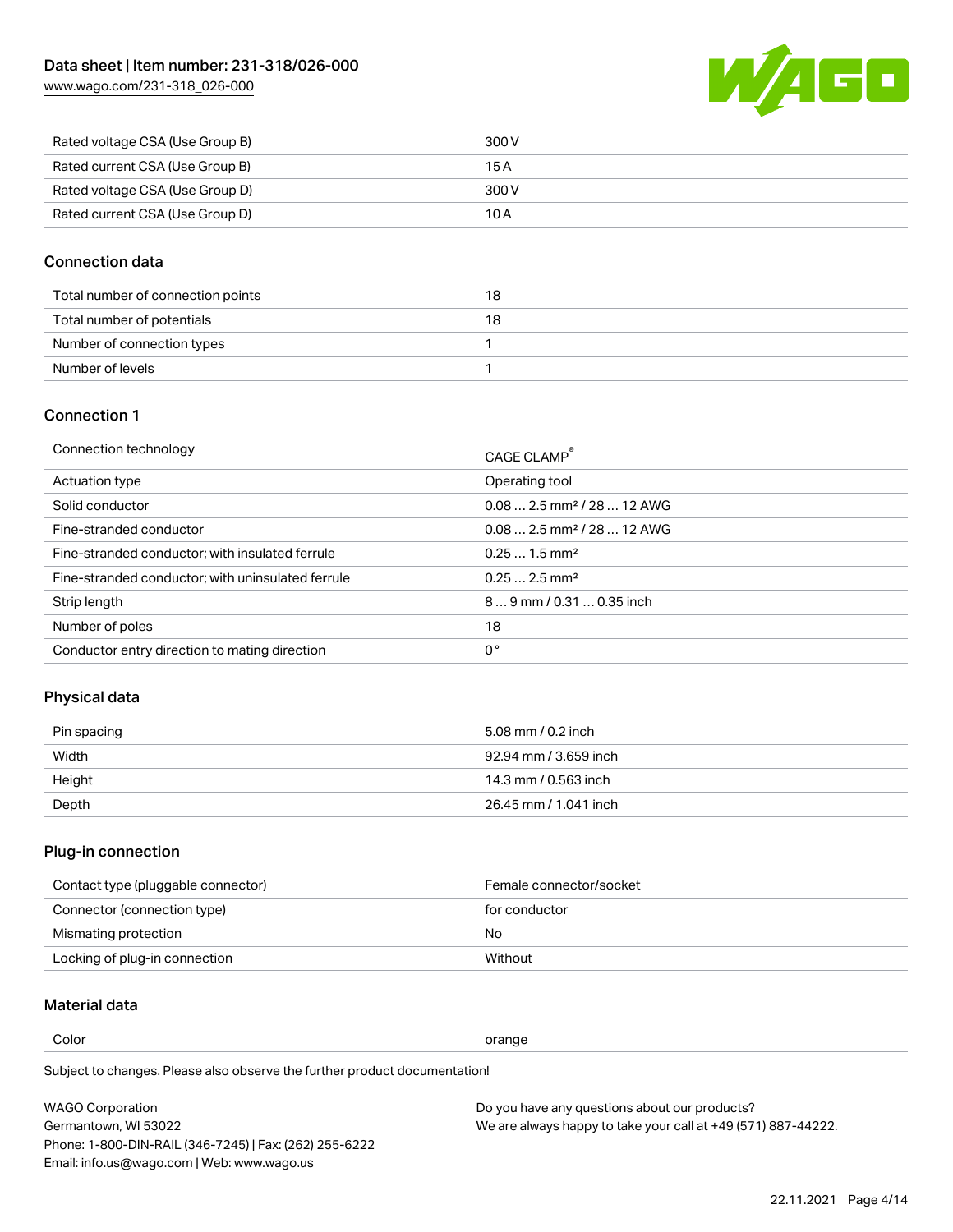| | |
|---|---|
| Rated voltage CSA (Use Group B) | 300 V |
| Rated current CSA (Use Group B) | 15 A |
| Rated voltage CSA (Use Group D) | 300 V |
| Rated current CSA (Use Group D) | 10 A |

## Connection data

| | |
|---|---|
| Total number of connection points | 18 |
| Total number of potentials | 18 |
| Number of connection types | 1 |
| Number of levels | 1 |

## Connection 1

| | |
|---|---|
| Connection technology | CAGE CLAMP® |
| Actuation type | Operating tool |
| Solid conductor | 0.08 … 2.5 mm² / 28 … 12 AWG |
| Fine-stranded conductor | 0.08 … 2.5 mm² / 28 … 12 AWG |
| Fine-stranded conductor; with insulated ferrule | 0.25 … 1.5 mm² |
| Fine-stranded conductor; with uninsulated ferrule | 0.25 … 2.5 mm² |
| Strip length | 8 … 9 mm / 0.31 … 0.35 inch |
| Number of poles | 18 |
| Conductor entry direction to mating direction | 0 ° |

## Physical data

| | |
|---|---|
| Pin spacing | 5.08 mm / 0.2 inch |
| Width | 92.94 mm / 3.659 inch |
| Height | 14.3 mm / 0.563 inch |
| Depth | 26.45 mm / 1.041 inch |

## Plug-in connection

| | |
|---|---|
| Contact type (pluggable connector) | Female connector/socket |
| Connector (connection type) | for conductor |
| Mismating protection | No |
| Locking of plug-in connection | Without |

## Material data

| | |
|---|---|
| Color | orange |

Subject to changes. Please also observe the further product documentation!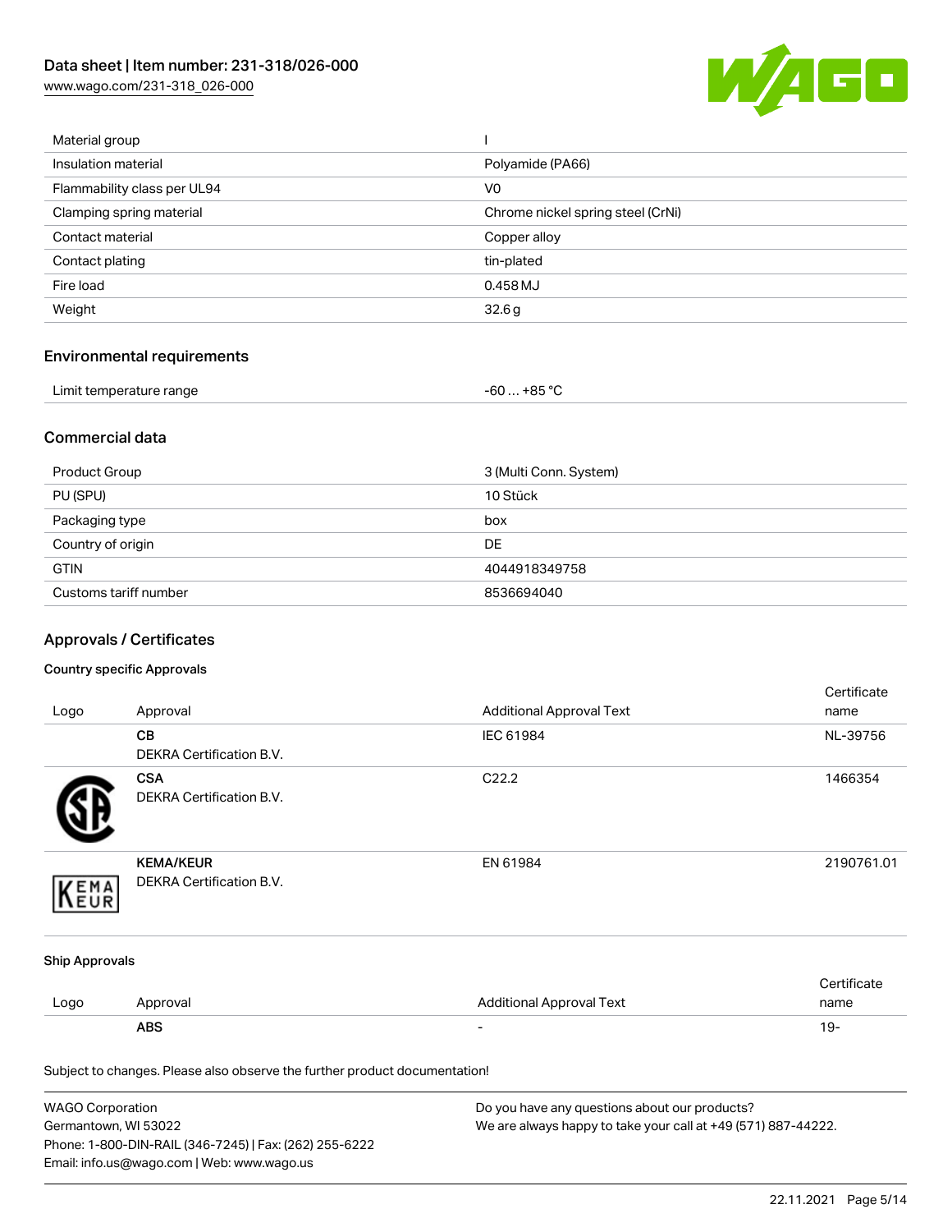| | |
|---|---|
| Material group | I |
| Insulation material | Polyamide (PA66) |
| Flammability class per UL94 | V0 |
| Clamping spring material | Chrome nickel spring steel (CrNi) |
| Contact material | Copper alloy |
| Contact plating | tin-plated |
| Fire load | 0.458 MJ |
| Weight | 32.6 g |

## Environmental requirements

| | |
|---|---|
| Limit temperature range | -60 … +85 °C |

## Commercial data

| | |
|---|---|
| Product Group | 3 (Multi Conn. System) |
| PU (SPU) | 10 Stück |
| Packaging type | box |
| Country of origin | DE |
| GTIN | 4044918349758 |
| Customs tariff number | 8536694040 |

## Approvals / Certificates

### Country specific Approvals

| Logo | Approval | Additional Approval Text | Certificate name |
|---|---|---|---|
| | **CB**<br>DEKRA Certification B.V. | IEC 61984 | NL-39756 |
| | **CSA**<br>DEKRA Certification B.V. | C22.2 | 1466354 |
| | **KEMA/KEUR**<br>DEKRA Certification B.V. | EN 61984 | 2190761.01 |

### Ship Approvals

| Logo | Approval | Additional Approval Text | Certificate name |
|---|---|---|---|
| | **ABS** | - | 19- |

Subject to changes. Please also observe the further product documentation!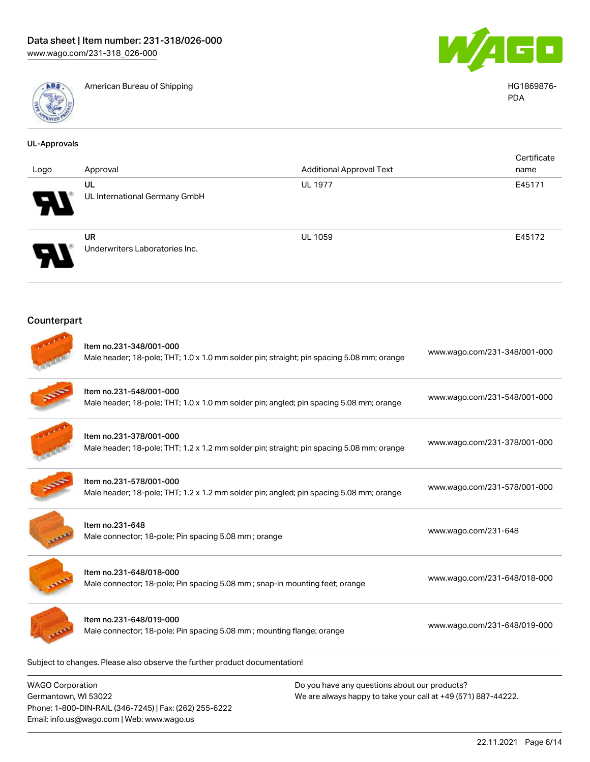| | | |
|---|---|---|
| | American Bureau of Shipping | HG1869876-PDA |

### UL-Approvals

| Logo | Approval | Additional Approval Text | Certificate name |
|---|---|---|---|
| | UL<br>UL International Germany GmbH | UL 1977 | E45171 |
| | UR<br>Underwriters Laboratories Inc. | UL 1059 | E45172 |

## Counterpart

| | | |
|---|---|---|
| | Item no.231-348/001-000<br>Male header; 18-pole; THT; 1.0 x 1.0 mm solder pin; straight; pin spacing 5.08 mm; orange | www.wago.com/231-348/001-000 |
| | Item no.231-548/001-000<br>Male header; 18-pole; THT; 1.0 x 1.0 mm solder pin; angled; pin spacing 5.08 mm; orange | www.wago.com/231-548/001-000 |
| | Item no.231-378/001-000<br>Male header; 18-pole; THT; 1.2 x 1.2 mm solder pin; straight; pin spacing 5.08 mm; orange | www.wago.com/231-378/001-000 |
| | Item no.231-578/001-000<br>Male header; 18-pole; THT; 1.2 x 1.2 mm solder pin; angled; pin spacing 5.08 mm; orange | www.wago.com/231-578/001-000 |
| | Item no.231-648<br>Male connector; 18-pole; Pin spacing 5.08 mm ; orange | www.wago.com/231-648 |
| | Item no.231-648/018-000<br>Male connector; 18-pole; Pin spacing 5.08 mm ; snap-in mounting feet; orange | www.wago.com/231-648/018-000 |
| | Item no.231-648/019-000<br>Male connector; 18-pole; Pin spacing 5.08 mm ; mounting flange; orange | www.wago.com/231-648/019-000 |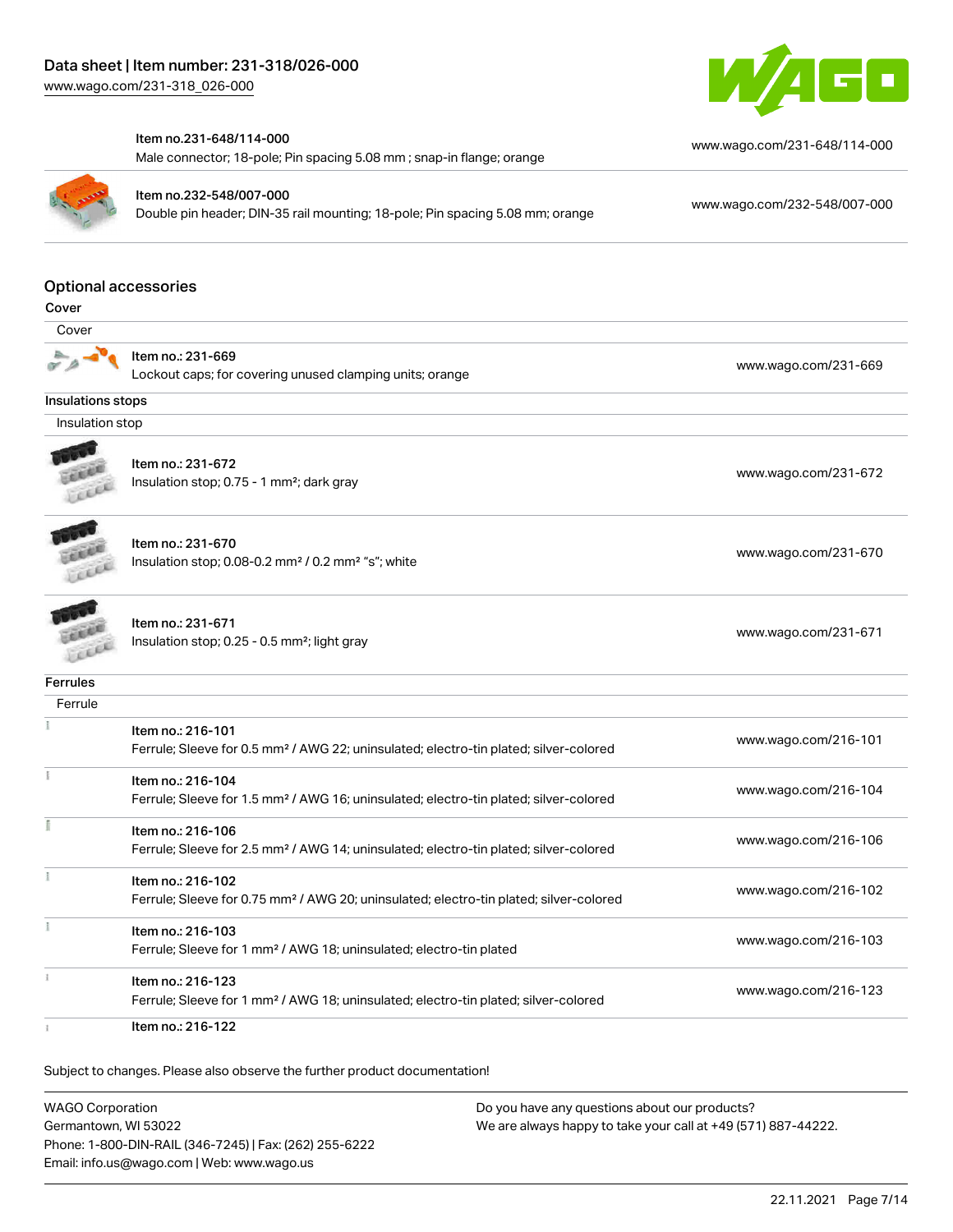Item no.231-648/114-000
Male connector; 18-pole; Pin spacing 5.08 mm ; snap-in flange; orange
www.wago.com/231-648/114-000

Item no.232-548/007-000
Double pin header; DIN-35 rail mounting; 18-pole; Pin spacing 5.08 mm; orange
www.wago.com/232-548/007-000

## Optional accessories

### Cover

Cover

| | |
|---|---|
| Item no.: 231-669<br>Lockout caps; for covering unused clamping units; orange | www.wago.com/231-669 |

### Insulations stops

Insulation stop

| | |
|---|---|
| Item no.: 231-672<br>Insulation stop; 0.75 - 1 mm²; dark gray | www.wago.com/231-672 |
| Item no.: 231-670<br>Insulation stop; 0.08-0.2 mm² / 0.2 mm² "s"; white | www.wago.com/231-670 |
| Item no.: 231-671<br>Insulation stop; 0.25 - 0.5 mm²; light gray | www.wago.com/231-671 |

### Ferrules

Ferrule

| | |
|---|---|
| Item no.: 216-101<br>Ferrule; Sleeve for 0.5 mm² / AWG 22; uninsulated; electro-tin plated; silver-colored | www.wago.com/216-101 |
| Item no.: 216-104<br>Ferrule; Sleeve for 1.5 mm² / AWG 16; uninsulated; electro-tin plated; silver-colored | www.wago.com/216-104 |
| Item no.: 216-106<br>Ferrule; Sleeve for 2.5 mm² / AWG 14; uninsulated; electro-tin plated; silver-colored | www.wago.com/216-106 |
| Item no.: 216-102<br>Ferrule; Sleeve for 0.75 mm² / AWG 20; uninsulated; electro-tin plated; silver-colored | www.wago.com/216-102 |
| Item no.: 216-103<br>Ferrule; Sleeve for 1 mm² / AWG 18; uninsulated; electro-tin plated | www.wago.com/216-103 |
| Item no.: 216-123<br>Ferrule; Sleeve for 1 mm² / AWG 18; uninsulated; electro-tin plated; silver-colored | www.wago.com/216-123 |
| Item no.: 216-122 | |

Subject to changes. Please also observe the further product documentation!

WAGO Corporation
Germantown, WI 53022
Phone: 1-800-DIN-RAIL (346-7245) | Fax: (262) 255-6222
Email: info.us@wago.com | Web: www.wago.us

Do you have any questions about our products?
We are always happy to take your call at +49 (571) 887-44222.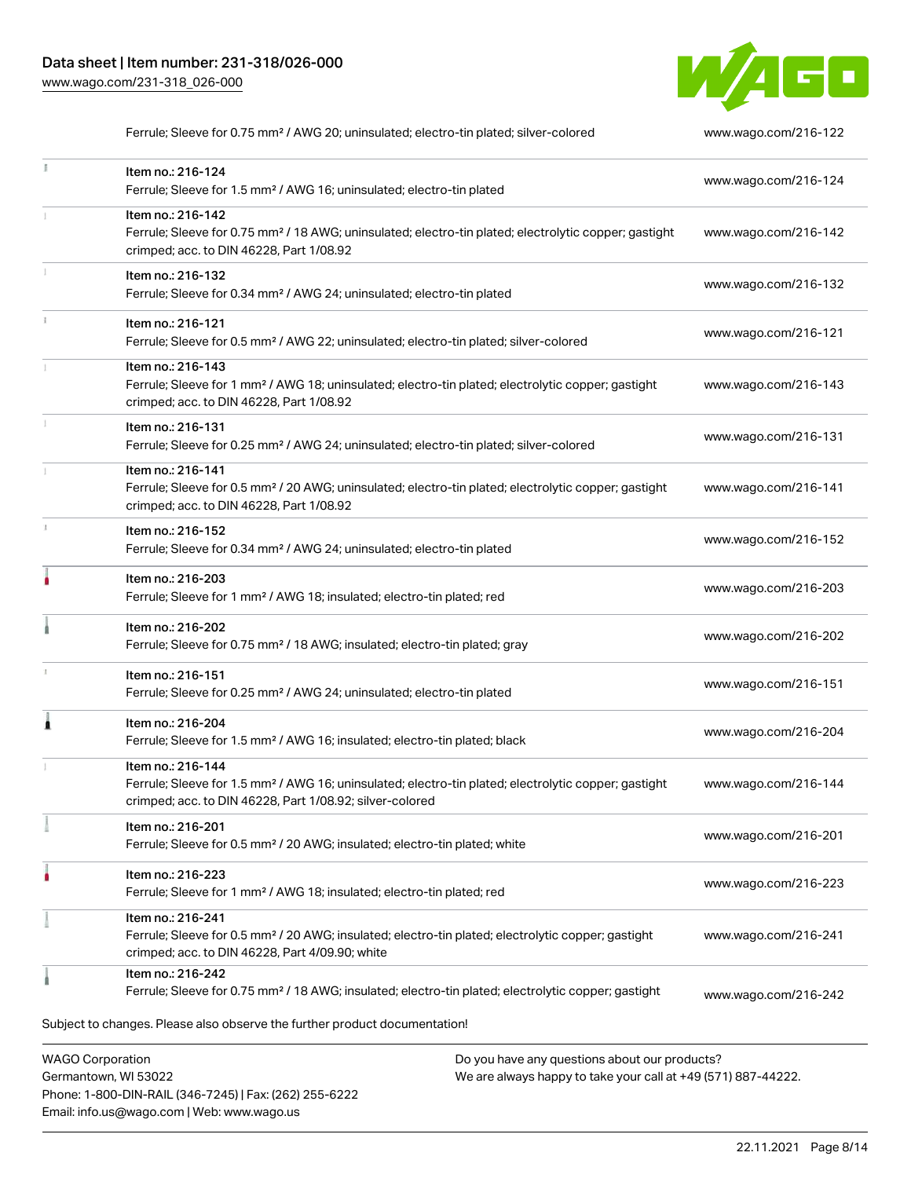| Item | Link |
| --- | --- |
| Ferrule; Sleeve for 0.75 mm² / AWG 20; uninsulated; electro-tin plated; silver-colored | www.wago.com/216-122 |
| Item no.: 216-124<br>Ferrule; Sleeve for 1.5 mm² / AWG 16; uninsulated; electro-tin plated | www.wago.com/216-124 |
| Item no.: 216-142<br>Ferrule; Sleeve for 0.75 mm² / 18 AWG; uninsulated; electro-tin plated; electrolytic copper; gastight crimped; acc. to DIN 46228, Part 1/08.92 | www.wago.com/216-142 |
| Item no.: 216-132<br>Ferrule; Sleeve for 0.34 mm² / AWG 24; uninsulated; electro-tin plated | www.wago.com/216-132 |
| Item no.: 216-121<br>Ferrule; Sleeve for 0.5 mm² / AWG 22; uninsulated; electro-tin plated; silver-colored | www.wago.com/216-121 |
| Item no.: 216-143<br>Ferrule; Sleeve for 1 mm² / AWG 18; uninsulated; electro-tin plated; electrolytic copper; gastight crimped; acc. to DIN 46228, Part 1/08.92 | www.wago.com/216-143 |
| Item no.: 216-131<br>Ferrule; Sleeve for 0.25 mm² / AWG 24; uninsulated; electro-tin plated; silver-colored | www.wago.com/216-131 |
| Item no.: 216-141<br>Ferrule; Sleeve for 0.5 mm² / 20 AWG; uninsulated; electro-tin plated; electrolytic copper; gastight crimped; acc. to DIN 46228, Part 1/08.92 | www.wago.com/216-141 |
| Item no.: 216-152<br>Ferrule; Sleeve for 0.34 mm² / AWG 24; uninsulated; electro-tin plated | www.wago.com/216-152 |
| Item no.: 216-203<br>Ferrule; Sleeve for 1 mm² / AWG 18; insulated; electro-tin plated; red | www.wago.com/216-203 |
| Item no.: 216-202<br>Ferrule; Sleeve for 0.75 mm² / 18 AWG; insulated; electro-tin plated; gray | www.wago.com/216-202 |
| Item no.: 216-151<br>Ferrule; Sleeve for 0.25 mm² / AWG 24; uninsulated; electro-tin plated | www.wago.com/216-151 |
| Item no.: 216-204<br>Ferrule; Sleeve for 1.5 mm² / AWG 16; insulated; electro-tin plated; black | www.wago.com/216-204 |
| Item no.: 216-144<br>Ferrule; Sleeve for 1.5 mm² / AWG 16; uninsulated; electro-tin plated; electrolytic copper; gastight crimped; acc. to DIN 46228, Part 1/08.92; silver-colored | www.wago.com/216-144 |
| Item no.: 216-201<br>Ferrule; Sleeve for 0.5 mm² / 20 AWG; insulated; electro-tin plated; white | www.wago.com/216-201 |
| Item no.: 216-223<br>Ferrule; Sleeve for 1 mm² / AWG 18; insulated; electro-tin plated; red | www.wago.com/216-223 |
| Item no.: 216-241<br>Ferrule; Sleeve for 0.5 mm² / 20 AWG; insulated; electro-tin plated; electrolytic copper; gastight crimped; acc. to DIN 46228, Part 4/09.90; white | www.wago.com/216-241 |
| Item no.: 216-242<br>Ferrule; Sleeve for 0.75 mm² / 18 AWG; insulated; electro-tin plated; electrolytic copper; gastight | www.wago.com/216-242 |

Subject to changes. Please also observe the further product documentation!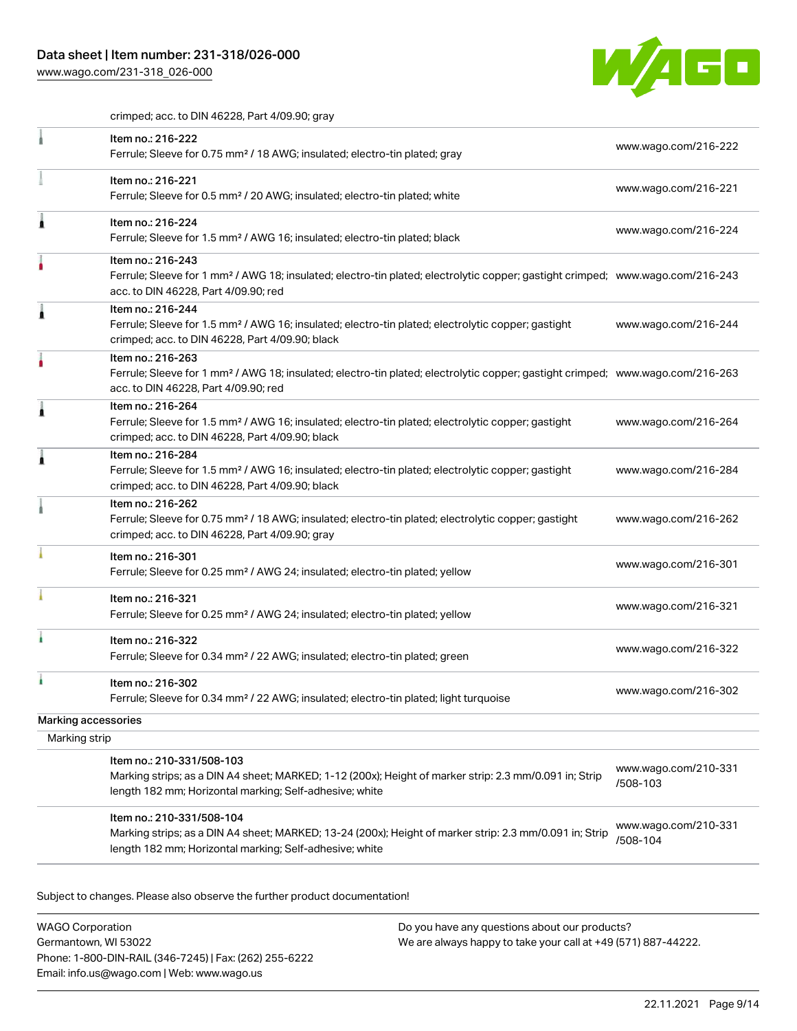crimped; acc. to DIN 46228, Part 4/09.90; gray

| | | |
|---|---|---|
| | Item no.: 216-222<br>Ferrule; Sleeve for 0.75 mm² / 18 AWG; insulated; electro-tin plated; gray | www.wago.com/216-222 |
| | Item no.: 216-221<br>Ferrule; Sleeve for 0.5 mm² / 20 AWG; insulated; electro-tin plated; white | www.wago.com/216-221 |
| | Item no.: 216-224<br>Ferrule; Sleeve for 1.5 mm² / AWG 16; insulated; electro-tin plated; black | www.wago.com/216-224 |
| | Item no.: 216-243<br>Ferrule; Sleeve for 1 mm² / AWG 18; insulated; electro-tin plated; electrolytic copper; gastight crimped; acc. to DIN 46228, Part 4/09.90; red | www.wago.com/216-243 |
| | Item no.: 216-244<br>Ferrule; Sleeve for 1.5 mm² / AWG 16; insulated; electro-tin plated; electrolytic copper; gastight crimped; acc. to DIN 46228, Part 4/09.90; black | www.wago.com/216-244 |
| | Item no.: 216-263<br>Ferrule; Sleeve for 1 mm² / AWG 18; insulated; electro-tin plated; electrolytic copper; gastight crimped; acc. to DIN 46228, Part 4/09.90; red | www.wago.com/216-263 |
| | Item no.: 216-264<br>Ferrule; Sleeve for 1.5 mm² / AWG 16; insulated; electro-tin plated; electrolytic copper; gastight crimped; acc. to DIN 46228, Part 4/09.90; black | www.wago.com/216-264 |
| | Item no.: 216-284<br>Ferrule; Sleeve for 1.5 mm² / AWG 16; insulated; electro-tin plated; electrolytic copper; gastight crimped; acc. to DIN 46228, Part 4/09.90; black | www.wago.com/216-284 |
| | Item no.: 216-262<br>Ferrule; Sleeve for 0.75 mm² / 18 AWG; insulated; electro-tin plated; electrolytic copper; gastight crimped; acc. to DIN 46228, Part 4/09.90; gray | www.wago.com/216-262 |
| | Item no.: 216-301<br>Ferrule; Sleeve for 0.25 mm² / AWG 24; insulated; electro-tin plated; yellow | www.wago.com/216-301 |
| | Item no.: 216-321<br>Ferrule; Sleeve for 0.25 mm² / AWG 24; insulated; electro-tin plated; yellow | www.wago.com/216-321 |
| | Item no.: 216-322<br>Ferrule; Sleeve for 0.34 mm² / 22 AWG; insulated; electro-tin plated; green | www.wago.com/216-322 |
| | Item no.: 216-302<br>Ferrule; Sleeve for 0.34 mm² / 22 AWG; insulated; electro-tin plated; light turquoise | www.wago.com/216-302 |

Marking accessories

Marking strip

| | | |
|---|---|---|
| | Item no.: 210-331/508-103<br>Marking strips; as a DIN A4 sheet; MARKED; 1-12 (200x); Height of marker strip: 2.3 mm/0.091 in; Strip length 182 mm; Horizontal marking; Self-adhesive; white | www.wago.com/210-331/508-103 |
| | Item no.: 210-331/508-104<br>Marking strips; as a DIN A4 sheet; MARKED; 13-24 (200x); Height of marker strip: 2.3 mm/0.091 in; Strip length 182 mm; Horizontal marking; Self-adhesive; white | www.wago.com/210-331/508-104 |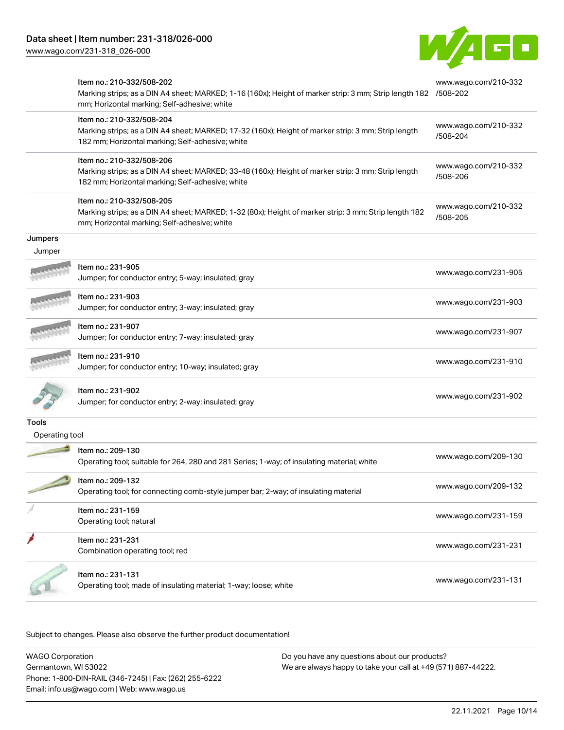| | | |
|---|---|---|
| | Item no.: 210-332/508-202<br>Marking strips; as a DIN A4 sheet; MARKED; 1-16 (160x); Height of marker strip: 3 mm; Strip length 182 mm; Horizontal marking; Self-adhesive; white | www.wago.com/210-332/508-202 |
| | Item no.: 210-332/508-204<br>Marking strips; as a DIN A4 sheet; MARKED; 17-32 (160x); Height of marker strip: 3 mm; Strip length 182 mm; Horizontal marking; Self-adhesive; white | www.wago.com/210-332/508-204 |
| | Item no.: 210-332/508-206<br>Marking strips; as a DIN A4 sheet; MARKED; 33-48 (160x); Height of marker strip: 3 mm; Strip length 182 mm; Horizontal marking; Self-adhesive; white | www.wago.com/210-332/508-206 |
| | Item no.: 210-332/508-205<br>Marking strips; as a DIN A4 sheet; MARKED; 1-32 (80x); Height of marker strip: 3 mm; Strip length 182 mm; Horizontal marking; Self-adhesive; white | www.wago.com/210-332/508-205 |
| **Jumpers** | | |
| Jumper | | |
| | Item no.: 231-905<br>Jumper; for conductor entry; 5-way; insulated; gray | www.wago.com/231-905 |
| | Item no.: 231-903<br>Jumper; for conductor entry; 3-way; insulated; gray | www.wago.com/231-903 |
| | Item no.: 231-907<br>Jumper; for conductor entry; 7-way; insulated; gray | www.wago.com/231-907 |
| | Item no.: 231-910<br>Jumper; for conductor entry; 10-way; insulated; gray | www.wago.com/231-910 |
| | Item no.: 231-902<br>Jumper; for conductor entry; 2-way; insulated; gray | www.wago.com/231-902 |
| **Tools** | | |
| Operating tool | | |
| | Item no.: 209-130<br>Operating tool; suitable for 264, 280 and 281 Series; 1-way; of insulating material; white | www.wago.com/209-130 |
| | Item no.: 209-132<br>Operating tool; for connecting comb-style jumper bar; 2-way; of insulating material | www.wago.com/209-132 |
| | Item no.: 231-159<br>Operating tool; natural | www.wago.com/231-159 |
| | Item no.: 231-231<br>Combination operating tool; red | www.wago.com/231-231 |
| | Item no.: 231-131<br>Operating tool; made of insulating material; 1-way; loose; white | www.wago.com/231-131 |

Subject to changes. Please also observe the further product documentation!

WAGO Corporation
Germantown, WI 53022
Phone: 1-800-DIN-RAIL (346-7245) | Fax: (262) 255-6222
Email: info.us@wago.com | Web: www.wago.us

Do you have any questions about our products?
We are always happy to take your call at +49 (571) 887-44222.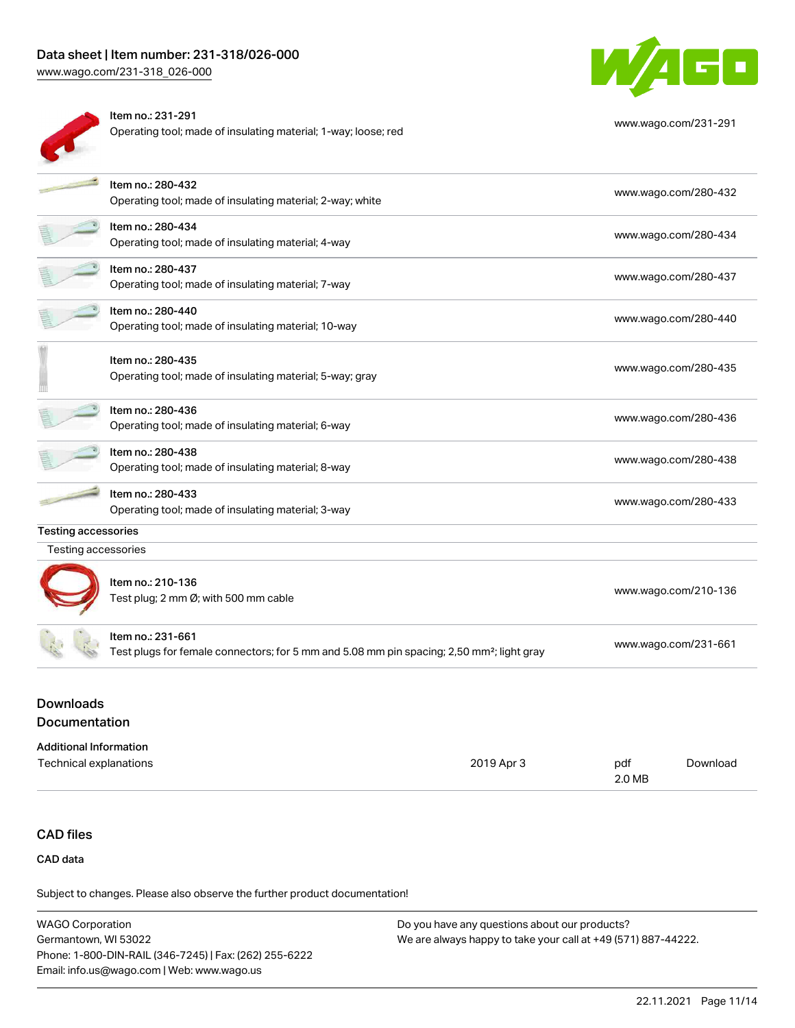| Item | Description | Link |
| --- | --- | --- |
| Item no.: 231-291 | Operating tool; made of insulating material; 1-way; loose; red | www.wago.com/231-291 |
| Item no.: 280-432 | Operating tool; made of insulating material; 2-way; white | www.wago.com/280-432 |
| Item no.: 280-434 | Operating tool; made of insulating material; 4-way | www.wago.com/280-434 |
| Item no.: 280-437 | Operating tool; made of insulating material; 7-way | www.wago.com/280-437 |
| Item no.: 280-440 | Operating tool; made of insulating material; 10-way | www.wago.com/280-440 |
| Item no.: 280-435 | Operating tool; made of insulating material; 5-way; gray | www.wago.com/280-435 |
| Item no.: 280-436 | Operating tool; made of insulating material; 6-way | www.wago.com/280-436 |
| Item no.: 280-438 | Operating tool; made of insulating material; 8-way | www.wago.com/280-438 |
| Item no.: 280-433 | Operating tool; made of insulating material; 3-way | www.wago.com/280-433 |

**Testing accessories**

Testing accessories

| Item | Description | Link |
| --- | --- | --- |
| Item no.: 210-136 | Test plug; 2 mm Ø; with 500 mm cable | www.wago.com/210-136 |
| Item no.: 231-661 | Test plugs for female connectors; for 5 mm and 5.08 mm pin spacing; 2,50 mm²; light gray | www.wago.com/231-661 |

## Downloads

## Documentation

**Additional Information**

| Document | Date | Format | |
| --- | --- | --- | --- |
| Technical explanations | 2019 Apr 3 | pdf 2.0 MB | Download |

## CAD files

**CAD data**

Subject to changes. Please also observe the further product documentation!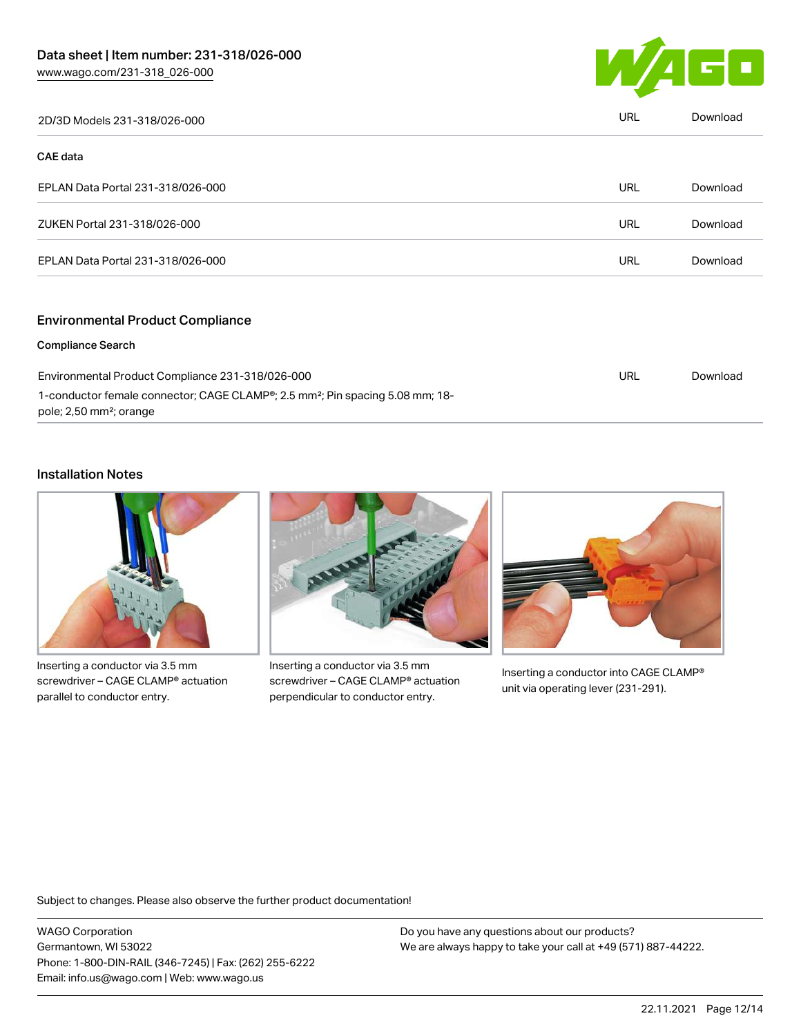| 2D/3D Models 231-318/026-000 | URL | Download |
| --- | --- | --- |

**CAE data**

| EPLAN Data Portal 231-318/026-000 | URL | Download |
| --- | --- | --- |
| ZUKEN Portal 231-318/026-000 | URL | Download |
| EPLAN Data Portal 231-318/026-000 | URL | Download |

## Environmental Product Compliance

**Compliance Search**

| Environmental Product Compliance 231-318/026-000<br>1-conductor female connector; CAGE CLAMP®; 2.5 mm²; Pin spacing 5.08 mm; 18-pole; 2,50 mm²; orange | URL | Download |
| --- | --- | --- |

## Installation Notes

Inserting a conductor via 3.5 mm screwdriver – CAGE CLAMP® actuation parallel to conductor entry.

Inserting a conductor via 3.5 mm screwdriver – CAGE CLAMP® actuation perpendicular to conductor entry.

Inserting a conductor into CAGE CLAMP® unit via operating lever (231-291).

Subject to changes. Please also observe the further product documentation!

WAGO Corporation
Germantown, WI 53022
Phone: 1-800-DIN-RAIL (346-7245) | Fax: (262) 255-6222
Email: info.us@wago.com | Web: www.wago.us

Do you have any questions about our products?
We are always happy to take your call at +49 (571) 887-44222.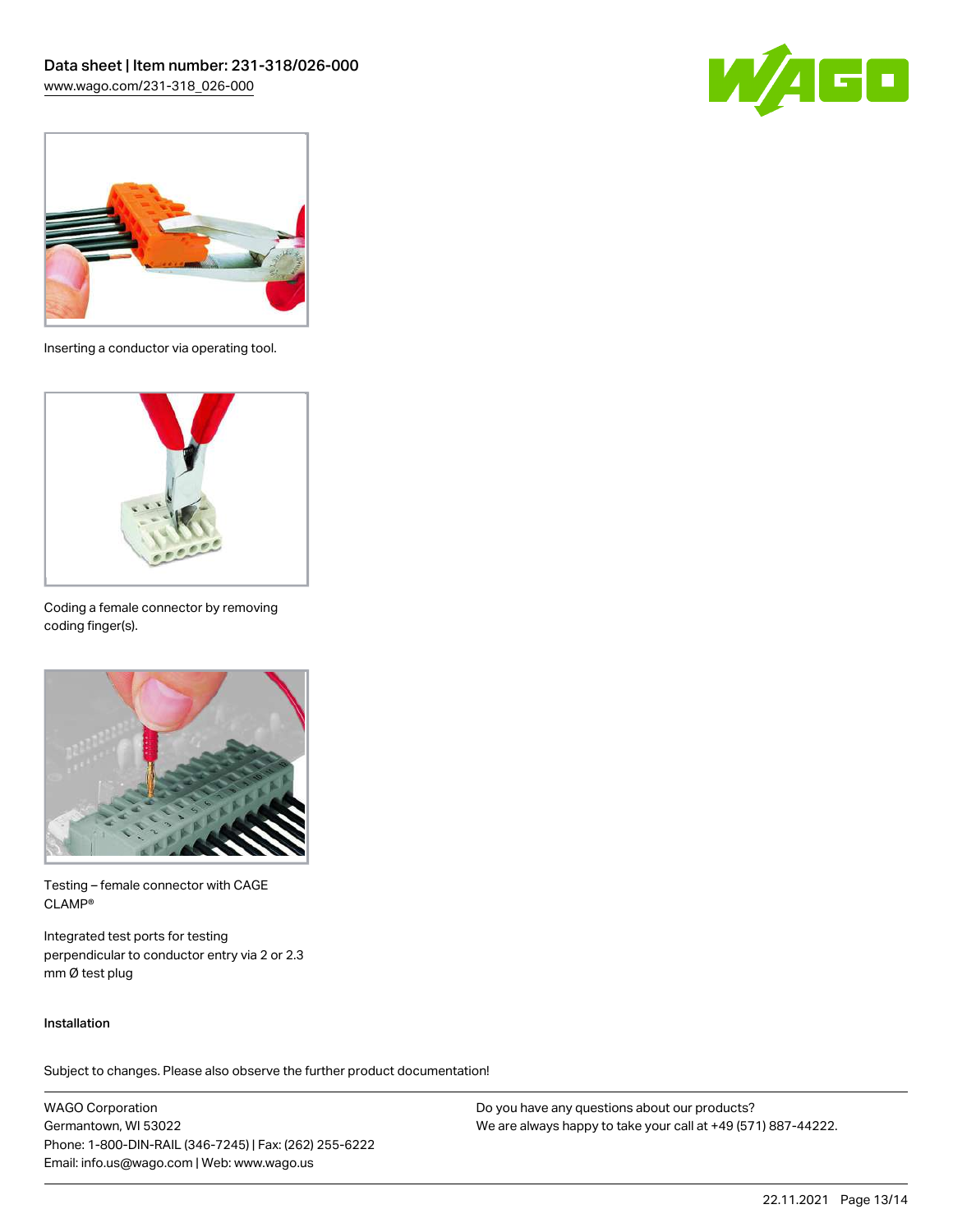Inserting a conductor via operating tool.

Coding a female connector by removing coding finger(s).

Testing – female connector with CAGE CLAMP®

Integrated test ports for testing perpendicular to conductor entry via 2 or 2.3 mm Ø test plug

### Installation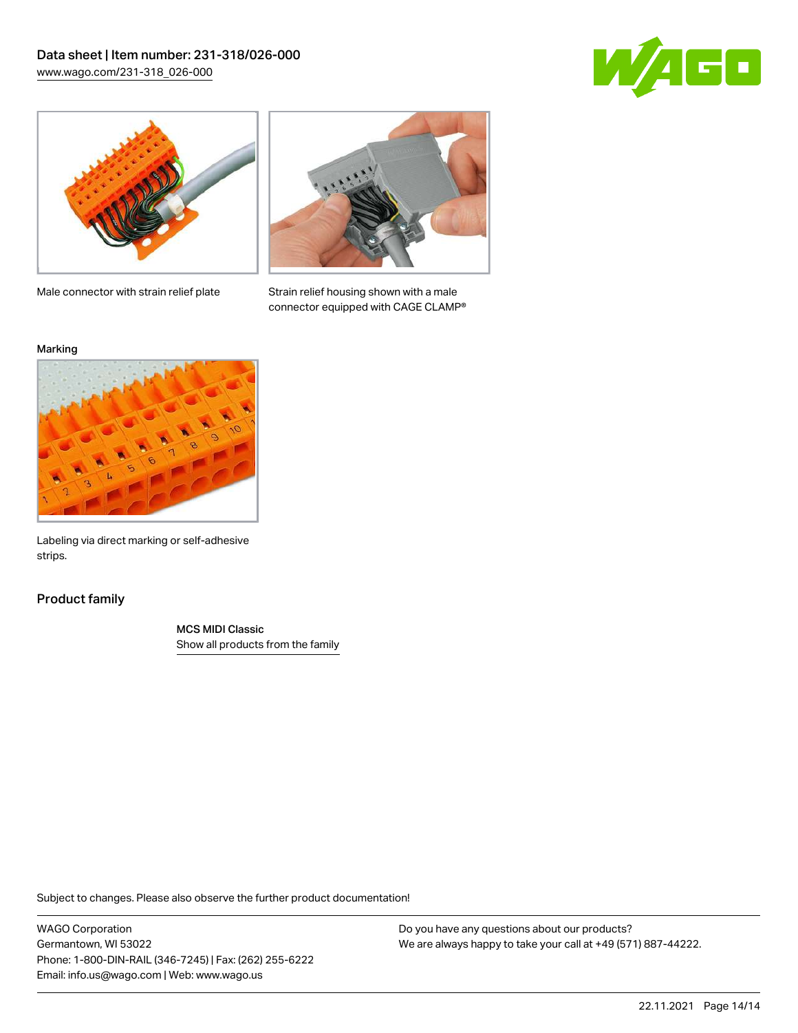Male connector with strain relief plate

Strain relief housing shown with a male connector equipped with CAGE CLAMP®

Marking

Labeling via direct marking or self-adhesive strips.

## Product family

MCS MIDI Classic
Show all products from the family

Subject to changes. Please also observe the further product documentation!

WAGO Corporation
Germantown, WI 53022
Phone: 1-800-DIN-RAIL (346-7245) | Fax: (262) 255-6222
Email: info.us@wago.com | Web: www.wago.us

Do you have any questions about our products?
We are always happy to take your call at +49 (571) 887-44222.